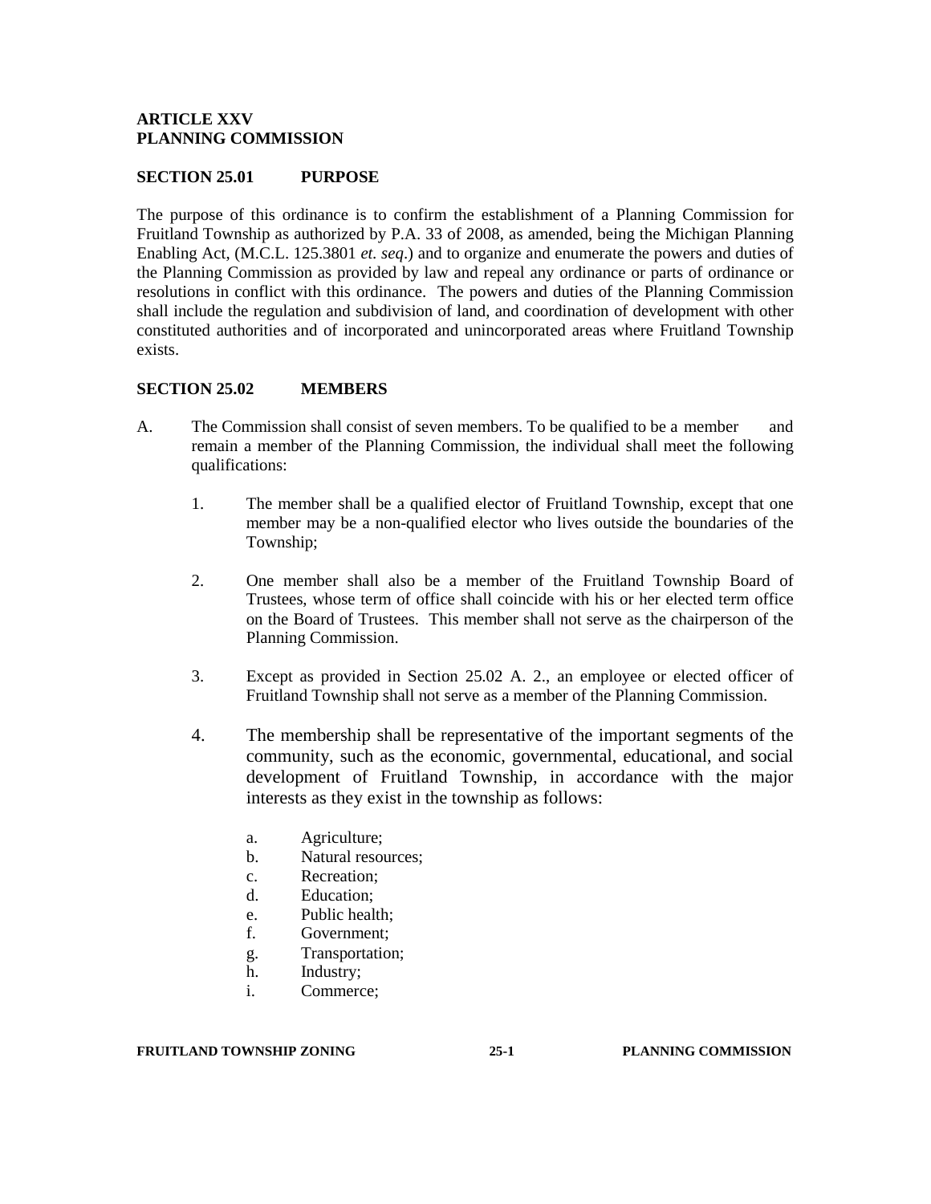## ARTICLE XXV
## PLANNING COMMISSION

### SECTION 25.01 PURPOSE

The purpose of this ordinance is to confirm the establishment of a Planning Commission for Fruitland Township as authorized by P.A. 33 of 2008, as amended, being the Michigan Planning Enabling Act, (M.C.L. 125.3801 *et. seq*.) and to organize and enumerate the powers and duties of the Planning Commission as provided by law and repeal any ordinance or parts of ordinance or resolutions in conflict with this ordinance. The powers and duties of the Planning Commission shall include the regulation and subdivision of land, and coordination of development with other constituted authorities and of incorporated and unincorporated areas where Fruitland Township exists.

### SECTION 25.02 MEMBERS

A. The Commission shall consist of seven members. To be qualified to be a member and remain a member of the Planning Commission, the individual shall meet the following qualifications:

1. The member shall be a qualified elector of Fruitland Township, except that one member may be a non-qualified elector who lives outside the boundaries of the Township;

2. One member shall also be a member of the Fruitland Township Board of Trustees, whose term of office shall coincide with his or her elected term office on the Board of Trustees. This member shall not serve as the chairperson of the Planning Commission.

3. Except as provided in Section 25.02 A. 2., an employee or elected officer of Fruitland Township shall not serve as a member of the Planning Commission.

4. The membership shall be representative of the important segments of the community, such as the economic, governmental, educational, and social development of Fruitland Township, in accordance with the major interests as they exist in the township as follows:

    a. Agriculture;
    b. Natural resources;
    c. Recreation;
    d. Education;
    e. Public health;
    f. Government;
    g. Transportation;
    h. Industry;
    i. Commerce;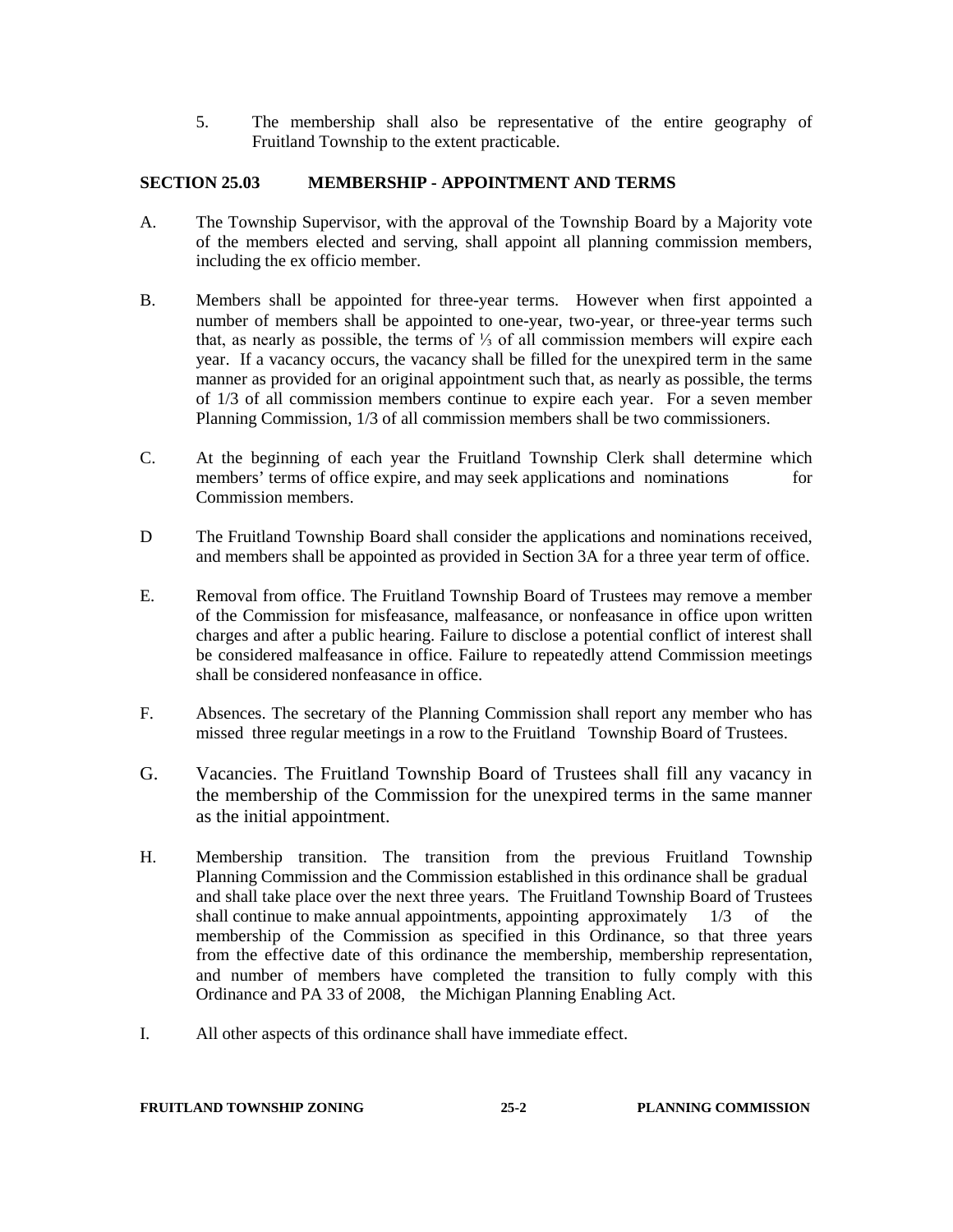5. The membership shall also be representative of the entire geography of Fruitland Township to the extent practicable.

**SECTION 25.03 MEMBERSHIP - APPOINTMENT AND TERMS**

A. The Township Supervisor, with the approval of the Township Board by a Majority vote of the members elected and serving, shall appoint all planning commission members, including the ex officio member.

B. Members shall be appointed for three-year terms. However when first appointed a number of members shall be appointed to one-year, two-year, or three-year terms such that, as nearly as possible, the terms of ⅓ of all commission members will expire each year. If a vacancy occurs, the vacancy shall be filled for the unexpired term in the same manner as provided for an original appointment such that, as nearly as possible, the terms of 1/3 of all commission members continue to expire each year. For a seven member Planning Commission, 1/3 of all commission members shall be two commissioners.

C. At the beginning of each year the Fruitland Township Clerk shall determine which members' terms of office expire, and may seek applications and nominations for Commission members.

D The Fruitland Township Board shall consider the applications and nominations received, and members shall be appointed as provided in Section 3A for a three year term of office.

E. Removal from office. The Fruitland Township Board of Trustees may remove a member of the Commission for misfeasance, malfeasance, or nonfeasance in office upon written charges and after a public hearing. Failure to disclose a potential conflict of interest shall be considered malfeasance in office. Failure to repeatedly attend Commission meetings shall be considered nonfeasance in office.

F. Absences. The secretary of the Planning Commission shall report any member who has missed three regular meetings in a row to the Fruitland Township Board of Trustees.

G. Vacancies. The Fruitland Township Board of Trustees shall fill any vacancy in the membership of the Commission for the unexpired terms in the same manner as the initial appointment.

H. Membership transition. The transition from the previous Fruitland Township Planning Commission and the Commission established in this ordinance shall be gradual and shall take place over the next three years. The Fruitland Township Board of Trustees shall continue to make annual appointments, appointing approximately 1/3 of the membership of the Commission as specified in this Ordinance, so that three years from the effective date of this ordinance the membership, membership representation, and number of members have completed the transition to fully comply with this Ordinance and PA 33 of 2008, the Michigan Planning Enabling Act.

I. All other aspects of this ordinance shall have immediate effect.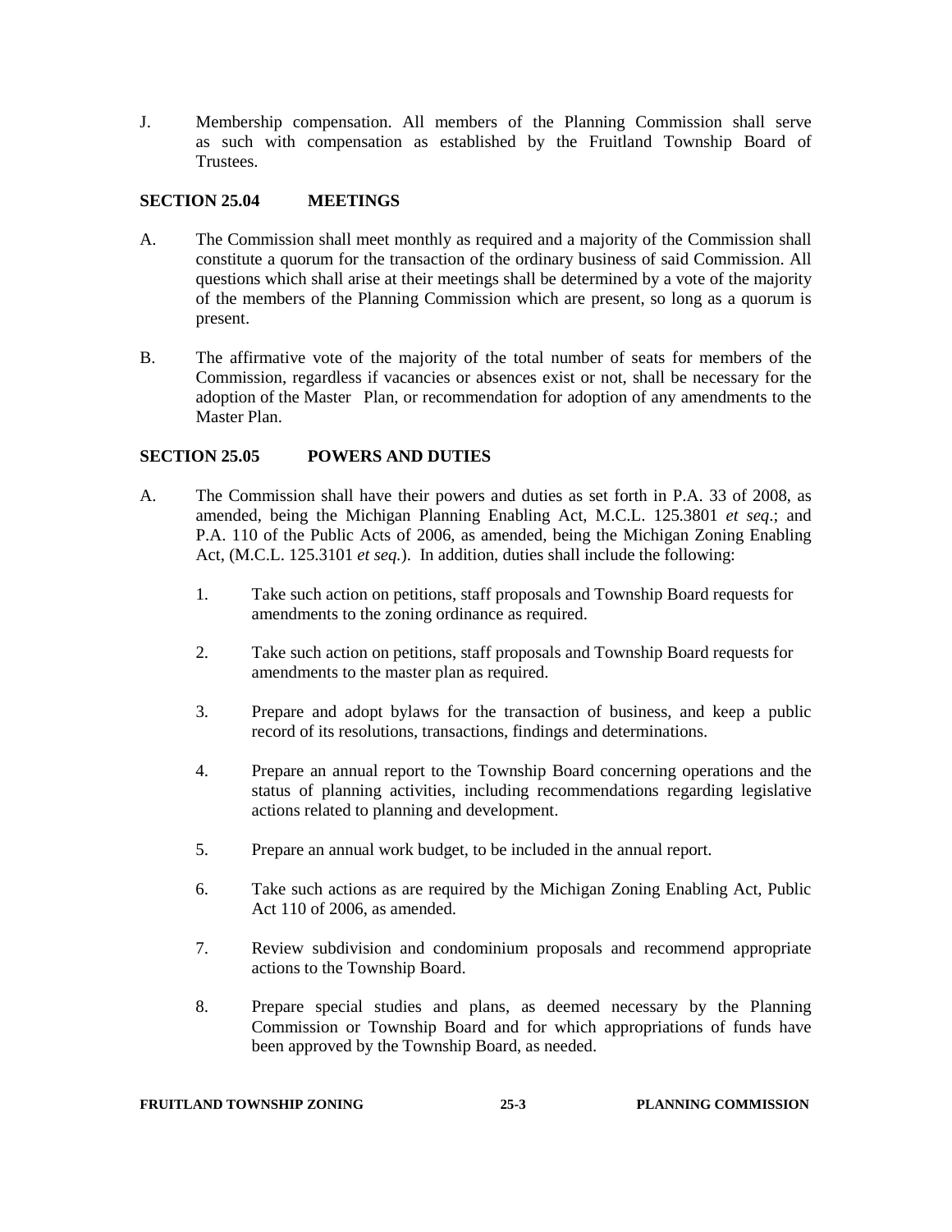J. Membership compensation. All members of the Planning Commission shall serve as such with compensation as established by the Fruitland Township Board of Trustees.

## SECTION 25.04 MEETINGS

A. The Commission shall meet monthly as required and a majority of the Commission shall constitute a quorum for the transaction of the ordinary business of said Commission. All questions which shall arise at their meetings shall be determined by a vote of the majority of the members of the Planning Commission which are present, so long as a quorum is present.

B. The affirmative vote of the majority of the total number of seats for members of the Commission, regardless if vacancies or absences exist or not, shall be necessary for the adoption of the Master Plan, or recommendation for adoption of any amendments to the Master Plan.

## SECTION 25.05 POWERS AND DUTIES

A. The Commission shall have their powers and duties as set forth in P.A. 33 of 2008, as amended, being the Michigan Planning Enabling Act, M.C.L. 125.3801 *et seq*.; and P.A. 110 of the Public Acts of 2006, as amended, being the Michigan Zoning Enabling Act, (M.C.L. 125.3101 *et seq.*). In addition, duties shall include the following:

1. Take such action on petitions, staff proposals and Township Board requests for amendments to the zoning ordinance as required.

2. Take such action on petitions, staff proposals and Township Board requests for amendments to the master plan as required.

3. Prepare and adopt bylaws for the transaction of business, and keep a public record of its resolutions, transactions, findings and determinations.

4. Prepare an annual report to the Township Board concerning operations and the status of planning activities, including recommendations regarding legislative actions related to planning and development.

5. Prepare an annual work budget, to be included in the annual report.

6. Take such actions as are required by the Michigan Zoning Enabling Act, Public Act 110 of 2006, as amended.

7. Review subdivision and condominium proposals and recommend appropriate actions to the Township Board.

8. Prepare special studies and plans, as deemed necessary by the Planning Commission or Township Board and for which appropriations of funds have been approved by the Township Board, as needed.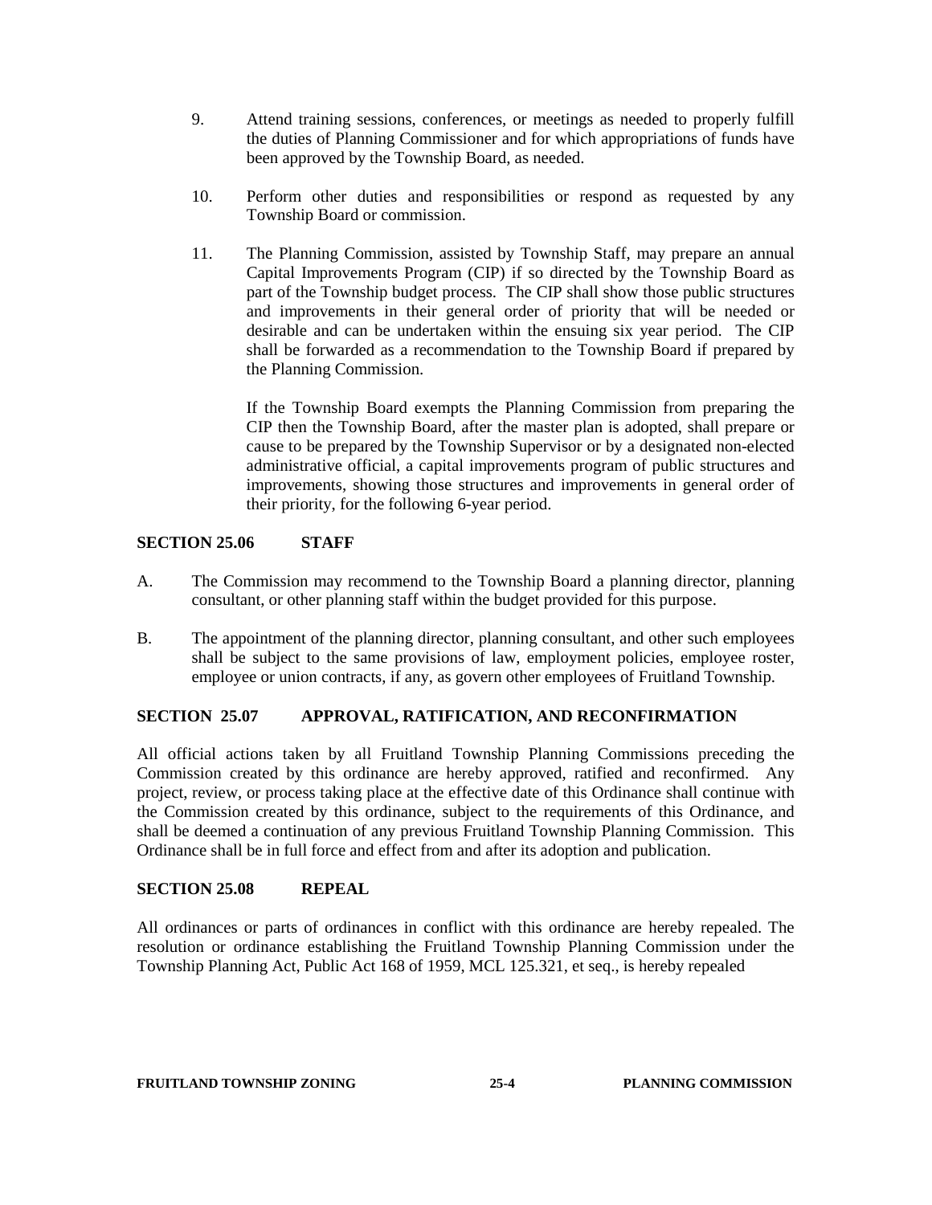9. Attend training sessions, conferences, or meetings as needed to properly fulfill the duties of Planning Commissioner and for which appropriations of funds have been approved by the Township Board, as needed.

10. Perform other duties and responsibilities or respond as requested by any Township Board or commission.

11. The Planning Commission, assisted by Township Staff, may prepare an annual Capital Improvements Program (CIP) if so directed by the Township Board as part of the Township budget process. The CIP shall show those public structures and improvements in their general order of priority that will be needed or desirable and can be undertaken within the ensuing six year period. The CIP shall be forwarded as a recommendation to the Township Board if prepared by the Planning Commission.

    If the Township Board exempts the Planning Commission from preparing the CIP then the Township Board, after the master plan is adopted, shall prepare or cause to be prepared by the Township Supervisor or by a designated non-elected administrative official, a capital improvements program of public structures and improvements, showing those structures and improvements in general order of their priority, for the following 6-year period.

## SECTION 25.06 STAFF

A. The Commission may recommend to the Township Board a planning director, planning consultant, or other planning staff within the budget provided for this purpose.

B. The appointment of the planning director, planning consultant, and other such employees shall be subject to the same provisions of law, employment policies, employee roster, employee or union contracts, if any, as govern other employees of Fruitland Township.

## SECTION 25.07 APPROVAL, RATIFICATION, AND RECONFIRMATION

All official actions taken by all Fruitland Township Planning Commissions preceding the Commission created by this ordinance are hereby approved, ratified and reconfirmed. Any project, review, or process taking place at the effective date of this Ordinance shall continue with the Commission created by this ordinance, subject to the requirements of this Ordinance, and shall be deemed a continuation of any previous Fruitland Township Planning Commission. This Ordinance shall be in full force and effect from and after its adoption and publication.

## SECTION 25.08 REPEAL

All ordinances or parts of ordinances in conflict with this ordinance are hereby repealed. The resolution or ordinance establishing the Fruitland Township Planning Commission under the Township Planning Act, Public Act 168 of 1959, MCL 125.321, et seq., is hereby repealed